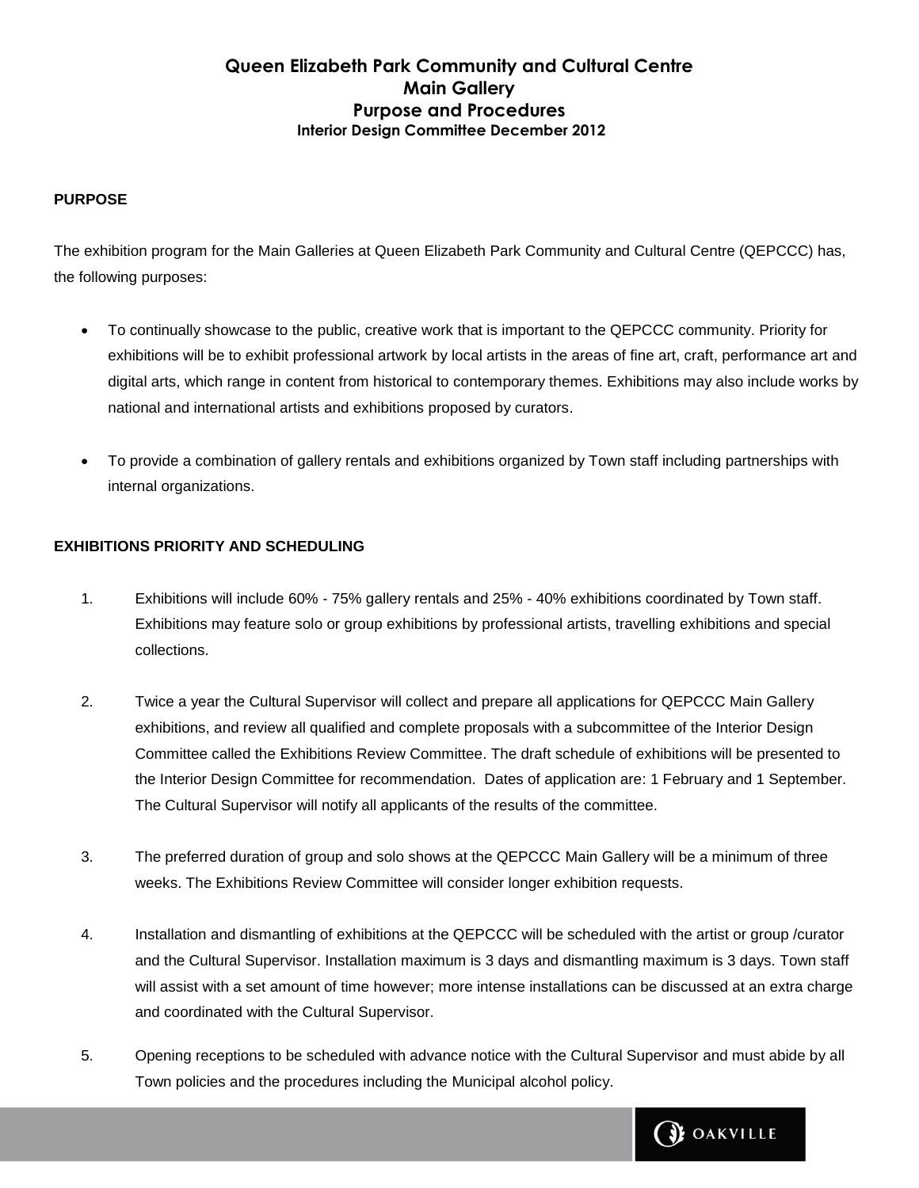# Queen Elizabeth Park Community and Cultural Centre
# Main Gallery
# Purpose and Procedures
### Interior Design Committee December 2012

**PURPOSE**

The exhibition program for the Main Galleries at Queen Elizabeth Park Community and Cultural Centre (QEPCCC) has, the following purposes:

- To continually showcase to the public, creative work that is important to the QEPCCC community. Priority for exhibitions will be to exhibit professional artwork by local artists in the areas of fine art, craft, performance art and digital arts, which range in content from historical to contemporary themes. Exhibitions may also include works by national and international artists and exhibitions proposed by curators.

- To provide a combination of gallery rentals and exhibitions organized by Town staff including partnerships with internal organizations.

**EXHIBITIONS PRIORITY AND SCHEDULING**

1. Exhibitions will include 60% - 75% gallery rentals and 25% - 40% exhibitions coordinated by Town staff. Exhibitions may feature solo or group exhibitions by professional artists, travelling exhibitions and special collections.

2. Twice a year the Cultural Supervisor will collect and prepare all applications for QEPCCC Main Gallery exhibitions, and review all qualified and complete proposals with a subcommittee of the Interior Design Committee called the Exhibitions Review Committee. The draft schedule of exhibitions will be presented to the Interior Design Committee for recommendation. Dates of application are: 1 February and 1 September. The Cultural Supervisor will notify all applicants of the results of the committee.

3. The preferred duration of group and solo shows at the QEPCCC Main Gallery will be a minimum of three weeks. The Exhibitions Review Committee will consider longer exhibition requests.

4. Installation and dismantling of exhibitions at the QEPCCC will be scheduled with the artist or group /curator and the Cultural Supervisor. Installation maximum is 3 days and dismantling maximum is 3 days. Town staff will assist with a set amount of time however; more intense installations can be discussed at an extra charge and coordinated with the Cultural Supervisor.

5. Opening receptions to be scheduled with advance notice with the Cultural Supervisor and must abide by all Town policies and the procedures including the Municipal alcohol policy.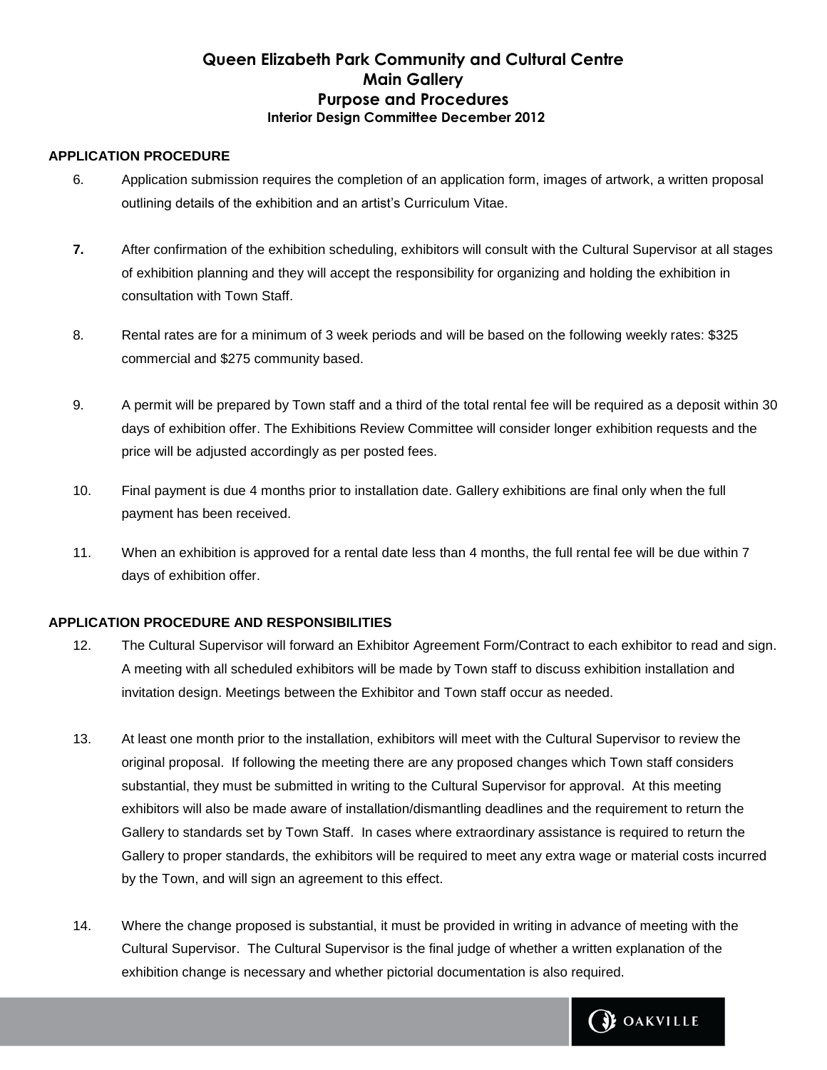# Queen Elizabeth Park Community and Cultural Centre
# Main Gallery
# Purpose and Procedures
### Interior Design Committee December 2012

## APPLICATION PROCEDURE

6. Application submission requires the completion of an application form, images of artwork, a written proposal outlining details of the exhibition and an artist's Curriculum Vitae.

7. After confirmation of the exhibition scheduling, exhibitors will consult with the Cultural Supervisor at all stages of exhibition planning and they will accept the responsibility for organizing and holding the exhibition in consultation with Town Staff.

8. Rental rates are for a minimum of 3 week periods and will be based on the following weekly rates: $325 commercial and $275 community based.

9. A permit will be prepared by Town staff and a third of the total rental fee will be required as a deposit within 30 days of exhibition offer. The Exhibitions Review Committee will consider longer exhibition requests and the price will be adjusted accordingly as per posted fees.

10. Final payment is due 4 months prior to installation date. Gallery exhibitions are final only when the full payment has been received.

11. When an exhibition is approved for a rental date less than 4 months, the full rental fee will be due within 7 days of exhibition offer.

## APPLICATION PROCEDURE AND RESPONSIBILITIES

12. The Cultural Supervisor will forward an Exhibitor Agreement Form/Contract to each exhibitor to read and sign. A meeting with all scheduled exhibitors will be made by Town staff to discuss exhibition installation and invitation design. Meetings between the Exhibitor and Town staff occur as needed.

13. At least one month prior to the installation, exhibitors will meet with the Cultural Supervisor to review the original proposal. If following the meeting there are any proposed changes which Town staff considers substantial, they must be submitted in writing to the Cultural Supervisor for approval. At this meeting exhibitors will also be made aware of installation/dismantling deadlines and the requirement to return the Gallery to standards set by Town Staff. In cases where extraordinary assistance is required to return the Gallery to proper standards, the exhibitors will be required to meet any extra wage or material costs incurred by the Town, and will sign an agreement to this effect.

14. Where the change proposed is substantial, it must be provided in writing in advance of meeting with the Cultural Supervisor. The Cultural Supervisor is the final judge of whether a written explanation of the exhibition change is necessary and whether pictorial documentation is also required.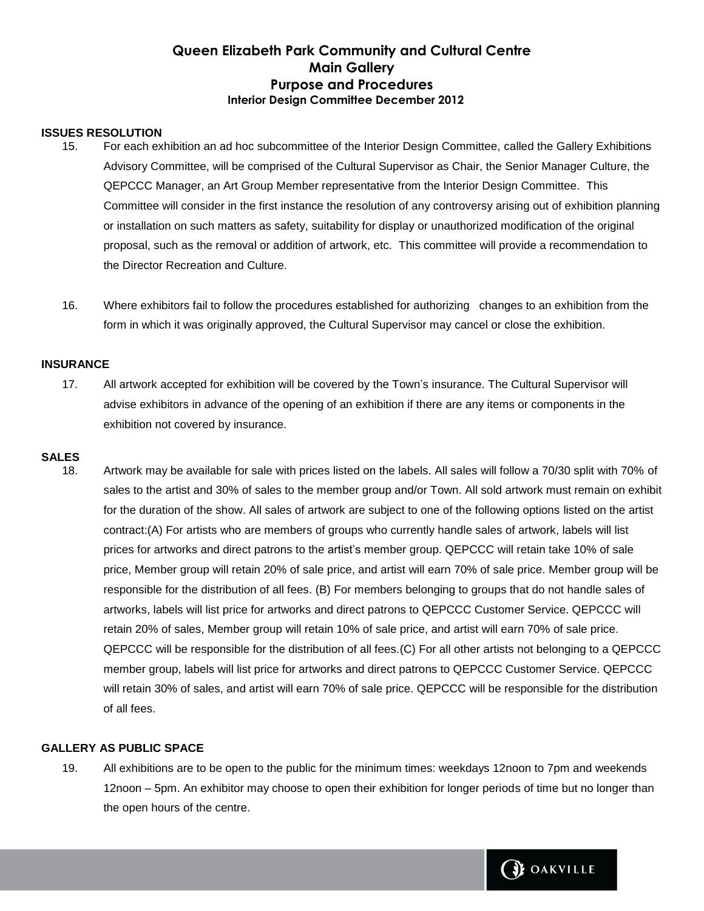# Queen Elizabeth Park Community and Cultural Centre
## Main Gallery
## Purpose and Procedures
### Interior Design Committee December 2012

**ISSUES RESOLUTION**

15. For each exhibition an ad hoc subcommittee of the Interior Design Committee, called the Gallery Exhibitions Advisory Committee, will be comprised of the Cultural Supervisor as Chair, the Senior Manager Culture, the QEPCCC Manager, an Art Group Member representative from the Interior Design Committee. This Committee will consider in the first instance the resolution of any controversy arising out of exhibition planning or installation on such matters as safety, suitability for display or unauthorized modification of the original proposal, such as the removal or addition of artwork, etc. This committee will provide a recommendation to the Director Recreation and Culture.

16. Where exhibitors fail to follow the procedures established for authorizing changes to an exhibition from the form in which it was originally approved, the Cultural Supervisor may cancel or close the exhibition.

**INSURANCE**

17. All artwork accepted for exhibition will be covered by the Town's insurance. The Cultural Supervisor will advise exhibitors in advance of the opening of an exhibition if there are any items or components in the exhibition not covered by insurance.

**SALES**

18. Artwork may be available for sale with prices listed on the labels. All sales will follow a 70/30 split with 70% of sales to the artist and 30% of sales to the member group and/or Town. All sold artwork must remain on exhibit for the duration of the show. All sales of artwork are subject to one of the following options listed on the artist contract:(A) For artists who are members of groups who currently handle sales of artwork, labels will list prices for artworks and direct patrons to the artist's member group. QEPCCC will retain take 10% of sale price, Member group will retain 20% of sale price, and artist will earn 70% of sale price. Member group will be responsible for the distribution of all fees. (B) For members belonging to groups that do not handle sales of artworks, labels will list price for artworks and direct patrons to QEPCCC Customer Service. QEPCCC will retain 20% of sales, Member group will retain 10% of sale price, and artist will earn 70% of sale price. QEPCCC will be responsible for the distribution of all fees.(C) For all other artists not belonging to a QEPCCC member group, labels will list price for artworks and direct patrons to QEPCCC Customer Service. QEPCCC will retain 30% of sales, and artist will earn 70% of sale price. QEPCCC will be responsible for the distribution of all fees.

**GALLERY AS PUBLIC SPACE**

19. All exhibitions are to be open to the public for the minimum times: weekdays 12noon to 7pm and weekends 12noon – 5pm. An exhibitor may choose to open their exhibition for longer periods of time but no longer than the open hours of the centre.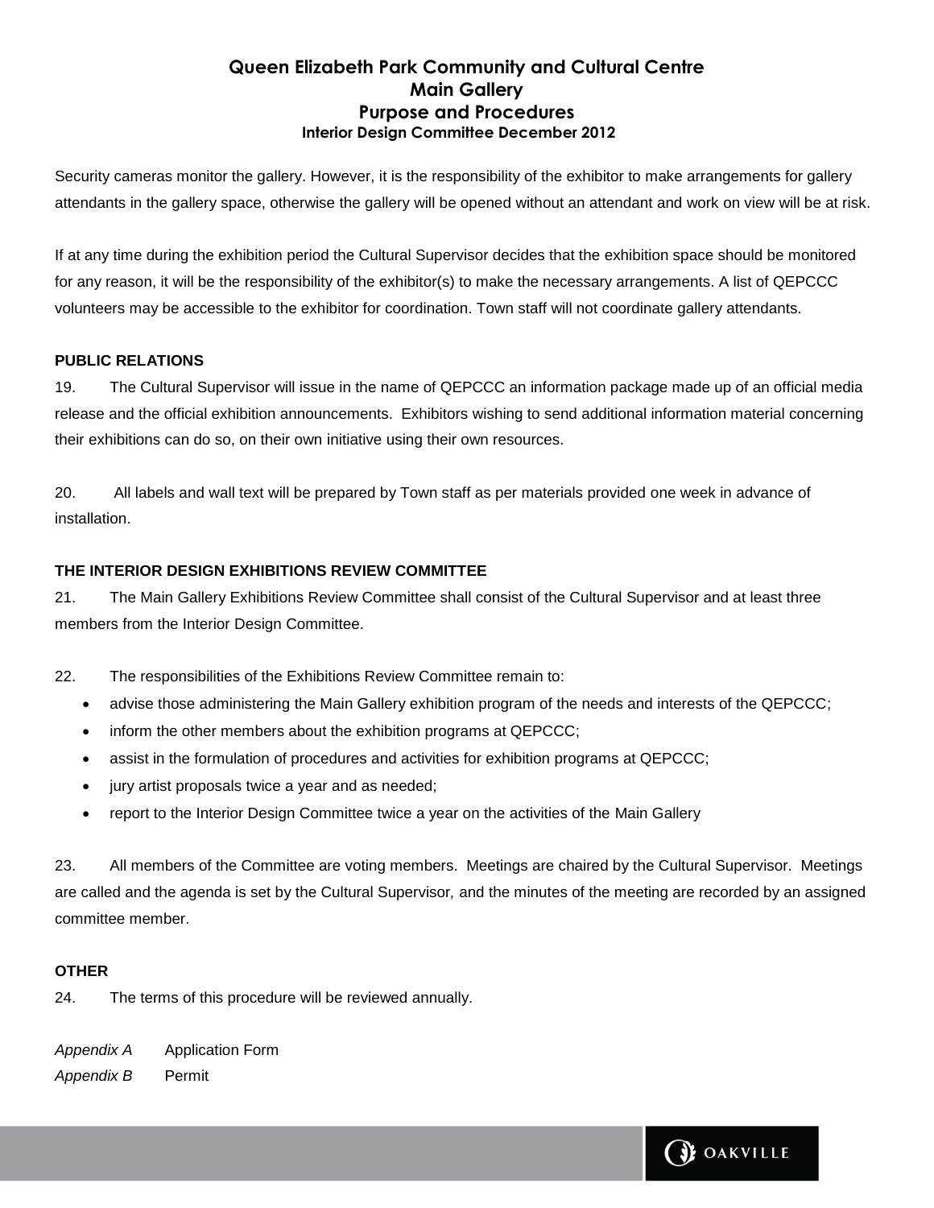Security cameras monitor the gallery. However, it is the responsibility of the exhibitor to make arrangements for gallery attendants in the gallery space, otherwise the gallery will be opened without an attendant and work on view will be at risk.

If at any time during the exhibition period the Cultural Supervisor decides that the exhibition space should be monitored for any reason, it will be the responsibility of the exhibitor(s) to make the necessary arrangements. A list of QEPCCC volunteers may be accessible to the exhibitor for coordination. Town staff will not coordinate gallery attendants.

**PUBLIC RELATIONS**

19. The Cultural Supervisor will issue in the name of QEPCCC an information package made up of an official media release and the official exhibition announcements. Exhibitors wishing to send additional information material concerning their exhibitions can do so, on their own initiative using their own resources.

20. All labels and wall text will be prepared by Town staff as per materials provided one week in advance of installation.

**THE INTERIOR DESIGN EXHIBITIONS REVIEW COMMITTEE**

21. The Main Gallery Exhibitions Review Committee shall consist of the Cultural Supervisor and at least three members from the Interior Design Committee.

22. The responsibilities of the Exhibitions Review Committee remain to:

- advise those administering the Main Gallery exhibition program of the needs and interests of the QEPCCC;
- inform the other members about the exhibition programs at QEPCCC;
- assist in the formulation of procedures and activities for exhibition programs at QEPCCC;
- jury artist proposals twice a year and as needed;
- report to the Interior Design Committee twice a year on the activities of the Main Gallery

23. All members of the Committee are voting members. Meetings are chaired by the Cultural Supervisor. Meetings are called and the agenda is set by the Cultural Supervisor*,* and the minutes of the meeting are recorded by an assigned committee member.

**OTHER**

24. The terms of this procedure will be reviewed annually.

*Appendix A* Application Form
*Appendix B* Permit